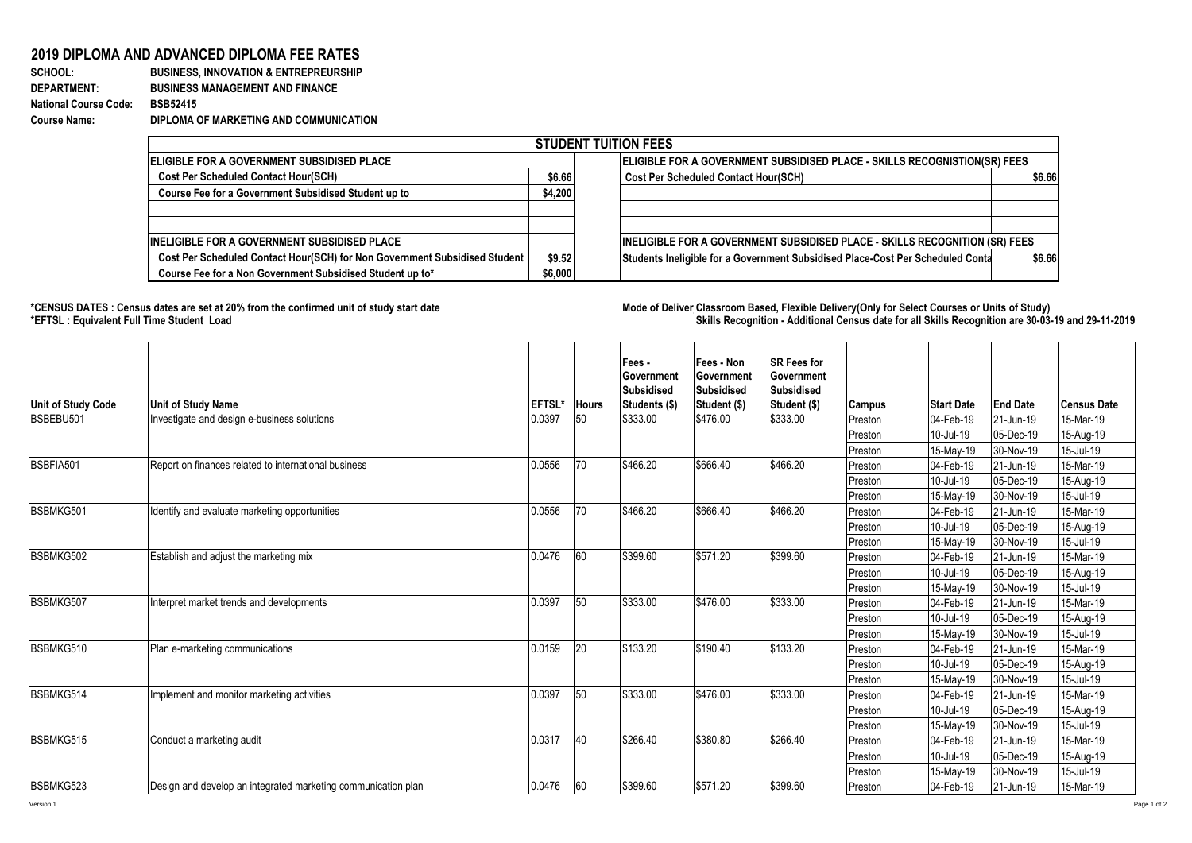## 2019 DIPLOMA AND ADVANCED DIPLOMA FEE RATES

**SCHOOL:** BUSINESS, INNOVATION & ENTREPREURSHIP
**DEPARTMENT:** BUSINESS MANAGEMENT AND FINANCE
**National Course Code:** BSB52415
**Course Name:** DIPLOMA OF MARKETING AND COMMUNICATION

### STUDENT TUITION FEES

| ELIGIBLE FOR A GOVERNMENT SUBSIDISED PLACE | | ELIGIBLE FOR A GOVERNMENT SUBSIDISED PLACE - SKILLS RECOGNISTION(SR) FEES | |
|---|---|---|---|
| Cost Per Scheduled Contact Hour(SCH) | $6.66 | Cost Per Scheduled Contact Hour(SCH) | $6.66 |
| Course Fee for a Government Subsidised Student up to | $4,200 | | |
| | | | |
| | | | |
| INELIGIBLE FOR A GOVERNMENT SUBSIDISED PLACE | | INELIGIBLE FOR A GOVERNMENT SUBSIDISED PLACE - SKILLS RECOGNITION (SR) FEES | |
| Cost Per Scheduled Contact Hour(SCH) for Non Government Subsidised Student | $9.52 | Students Ineligible for a Government Subsidised Place-Cost Per Scheduled Conta | $6.66 |
| Course Fee for a Non Government Subsidised Student up to* | $6,000 | | |

**\*CENSUS DATES : Census dates are set at 20% from the confirmed unit of study start date**
**\*EFTSL : Equivalent Full Time Student Load**

**Mode of Deliver Classroom Based, Flexible Delivery(Only for Select Courses or Units of Study)**
**Skills Recognition - Additional Census date for all Skills Recognition are 30-03-19 and 29-11-2019**

| Unit of Study Code | Unit of Study Name | EFTSL* | Hours | Fees - Government Subsidised Students ($) | Fees - Non Government Subsidised Student ($) | SR Fees for Government Subsidised Student ($) | Campus | Start Date | End Date | Census Date |
|---|---|---|---|---|---|---|---|---|---|---|
| BSBEBU501 | Investigate and design e-business solutions | 0.0397 | 50 | $333.00 | $476.00 | $333.00 | Preston | 04-Feb-19 | 21-Jun-19 | 15-Mar-19 |
| | | | | | | | Preston | 10-Jul-19 | 05-Dec-19 | 15-Aug-19 |
| | | | | | | | Preston | 15-May-19 | 30-Nov-19 | 15-Jul-19 |
| BSBFIA501 | Report on finances related to international business | 0.0556 | 70 | $466.20 | $666.40 | $466.20 | Preston | 04-Feb-19 | 21-Jun-19 | 15-Mar-19 |
| | | | | | | | Preston | 10-Jul-19 | 05-Dec-19 | 15-Aug-19 |
| | | | | | | | Preston | 15-May-19 | 30-Nov-19 | 15-Jul-19 |
| BSBMKG501 | Identify and evaluate marketing opportunities | 0.0556 | 70 | $466.20 | $666.40 | $466.20 | Preston | 04-Feb-19 | 21-Jun-19 | 15-Mar-19 |
| | | | | | | | Preston | 10-Jul-19 | 05-Dec-19 | 15-Aug-19 |
| | | | | | | | Preston | 15-May-19 | 30-Nov-19 | 15-Jul-19 |
| BSBMKG502 | Establish and adjust the marketing mix | 0.0476 | 60 | $399.60 | $571.20 | $399.60 | Preston | 04-Feb-19 | 21-Jun-19 | 15-Mar-19 |
| | | | | | | | Preston | 10-Jul-19 | 05-Dec-19 | 15-Aug-19 |
| | | | | | | | Preston | 15-May-19 | 30-Nov-19 | 15-Jul-19 |
| BSBMKG507 | Interpret market trends and developments | 0.0397 | 50 | $333.00 | $476.00 | $333.00 | Preston | 04-Feb-19 | 21-Jun-19 | 15-Mar-19 |
| | | | | | | | Preston | 10-Jul-19 | 05-Dec-19 | 15-Aug-19 |
| | | | | | | | Preston | 15-May-19 | 30-Nov-19 | 15-Jul-19 |
| BSBMKG510 | Plan e-marketing communications | 0.0159 | 20 | $133.20 | $190.40 | $133.20 | Preston | 04-Feb-19 | 21-Jun-19 | 15-Mar-19 |
| | | | | | | | Preston | 10-Jul-19 | 05-Dec-19 | 15-Aug-19 |
| | | | | | | | Preston | 15-May-19 | 30-Nov-19 | 15-Jul-19 |
| BSBMKG514 | Implement and monitor marketing activities | 0.0397 | 50 | $333.00 | $476.00 | $333.00 | Preston | 04-Feb-19 | 21-Jun-19 | 15-Mar-19 |
| | | | | | | | Preston | 10-Jul-19 | 05-Dec-19 | 15-Aug-19 |
| | | | | | | | Preston | 15-May-19 | 30-Nov-19 | 15-Jul-19 |
| BSBMKG515 | Conduct a marketing audit | 0.0317 | 40 | $266.40 | $380.80 | $266.40 | Preston | 04-Feb-19 | 21-Jun-19 | 15-Mar-19 |
| | | | | | | | Preston | 10-Jul-19 | 05-Dec-19 | 15-Aug-19 |
| | | | | | | | Preston | 15-May-19 | 30-Nov-19 | 15-Jul-19 |
| BSBMKG523 | Design and develop an integrated marketing communication plan | 0.0476 | 60 | $399.60 | $571.20 | $399.60 | Preston | 04-Feb-19 | 21-Jun-19 | 15-Mar-19 |

Version 1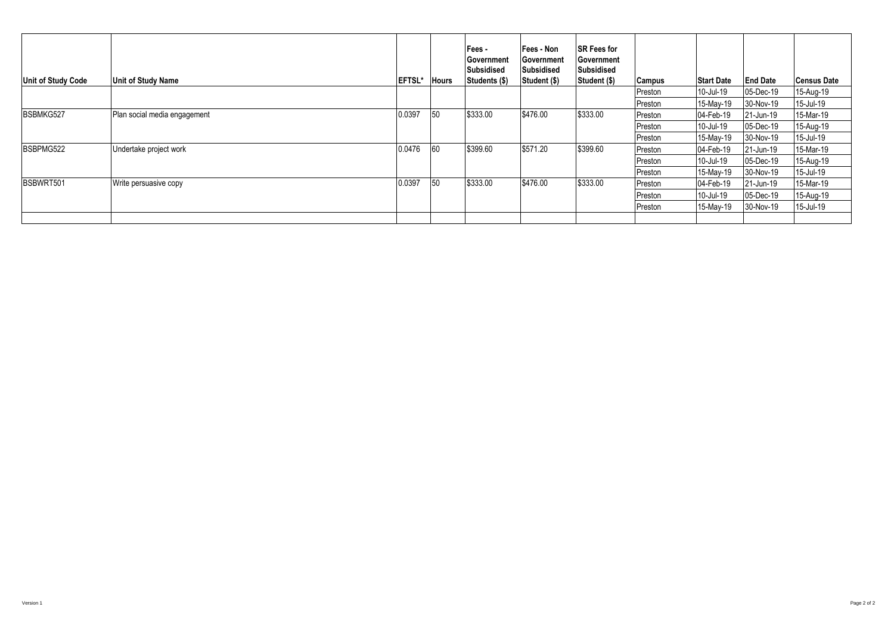| Unit of Study Code | Unit of Study Name | EFTSL* | Hours | Fees - Government Subsidised Students ($) | Fees - Non Government Subsidised Student ($) | SR Fees for Government Subsidised Student ($) | Campus | Start Date | End Date | Census Date |
|---|---|---|---|---|---|---|---|---|---|---|
| | | | | | | | Preston | 10-Jul-19 | 05-Dec-19 | 15-Aug-19 |
| | | | | | | | Preston | 15-May-19 | 30-Nov-19 | 15-Jul-19 |
| BSBMKG527 | Plan social media engagement | 0.0397 | 50 | $333.00 | $476.00 | $333.00 | Preston | 04-Feb-19 | 21-Jun-19 | 15-Mar-19 |
| | | | | | | | Preston | 10-Jul-19 | 05-Dec-19 | 15-Aug-19 |
| | | | | | | | Preston | 15-May-19 | 30-Nov-19 | 15-Jul-19 |
| BSBPMG522 | Undertake project work | 0.0476 | 60 | $399.60 | $571.20 | $399.60 | Preston | 04-Feb-19 | 21-Jun-19 | 15-Mar-19 |
| | | | | | | | Preston | 10-Jul-19 | 05-Dec-19 | 15-Aug-19 |
| | | | | | | | Preston | 15-May-19 | 30-Nov-19 | 15-Jul-19 |
| BSBWRT501 | Write persuasive copy | 0.0397 | 50 | $333.00 | $476.00 | $333.00 | Preston | 04-Feb-19 | 21-Jun-19 | 15-Mar-19 |
| | | | | | | | Preston | 10-Jul-19 | 05-Dec-19 | 15-Aug-19 |
| | | | | | | | Preston | 15-May-19 | 30-Nov-19 | 15-Jul-19 |

Version 1